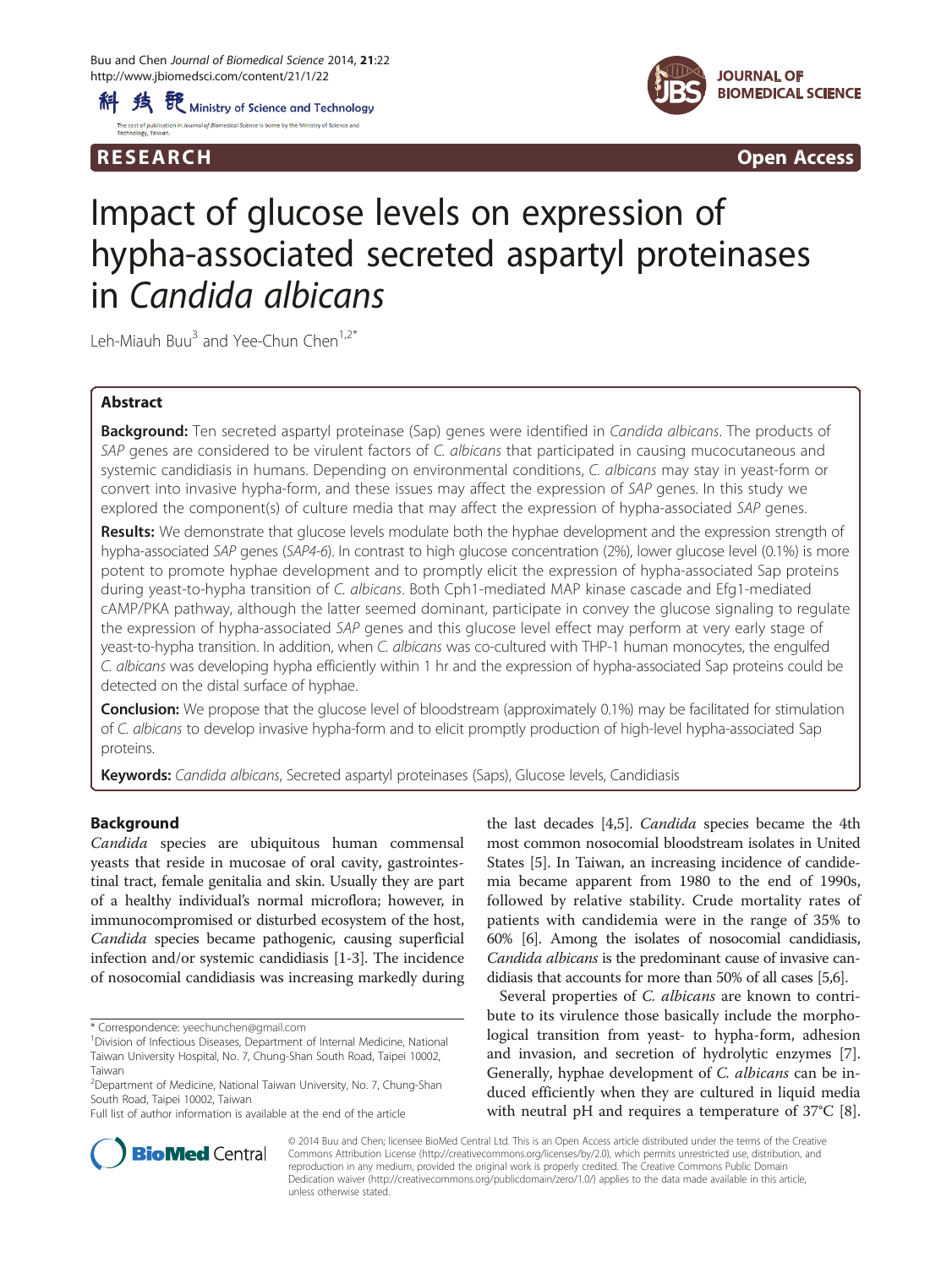RESEARCH Open Access

# Impact of glucose levels on expression of hypha-associated secreted aspartyl proteinases in *Candida albicans*

Leh-Miauh Buu[3] and Yee-Chun Chen[1,2*]

## Abstract

**Background:** Ten secreted aspartyl proteinase (Sap) genes were identified in *Candida albicans*. The products of *SAP* genes are considered to be virulent factors of *C. albicans* that participated in causing mucocutaneous and systemic candidiasis in humans. Depending on environmental conditions, *C. albicans* may stay in yeast-form or convert into invasive hypha-form, and these issues may affect the expression of *SAP* genes. In this study we explored the component(s) of culture media that may affect the expression of hypha-associated *SAP* genes.

**Results:** We demonstrate that glucose levels modulate both the hyphae development and the expression strength of hypha-associated *SAP* genes (*SAP4-6*). In contrast to high glucose concentration (2%), lower glucose level (0.1%) is more potent to promote hyphae development and to promptly elicit the expression of hypha-associated Sap proteins during yeast-to-hypha transition of *C. albicans*. Both Cph1-mediated MAP kinase cascade and Efg1-mediated cAMP/PKA pathway, although the latter seemed dominant, participate in convey the glucose signaling to regulate the expression of hypha-associated *SAP* genes and this glucose level effect may perform at very early stage of yeast-to-hypha transition. In addition, when *C. albicans* was co-cultured with THP-1 human monocytes, the engulfed *C. albicans* was developing hypha efficiently within 1 hr and the expression of hypha-associated Sap proteins could be detected on the distal surface of hyphae.

**Conclusion:** We propose that the glucose level of bloodstream (approximately 0.1%) may be facilitated for stimulation of *C. albicans* to develop invasive hypha-form and to elicit promptly production of high-level hypha-associated Sap proteins.

**Keywords:** *Candida albicans*, Secreted aspartyl proteinases (Saps), Glucose levels, Candidiasis

## Background

*Candida* species are ubiquitous human commensal yeasts that reside in mucosae of oral cavity, gastrointestinal tract, female genitalia and skin. Usually they are part of a healthy individual's normal microflora; however, in immunocompromised or disturbed ecosystem of the host, *Candida* species became pathogenic, causing superficial infection and/or systemic candidiasis [1-3]. The incidence of nosocomial candidiasis was increasing markedly during the last decades [4,5]. *Candida* species became the 4th most common nosocomial bloodstream isolates in United States [5]. In Taiwan, an increasing incidence of candidemia became apparent from 1980 to the end of 1990s, followed by relative stability. Crude mortality rates of patients with candidemia were in the range of 35% to 60% [6]. Among the isolates of nosocomial candidiasis, *Candida albicans* is the predominant cause of invasive candidiasis that accounts for more than 50% of all cases [5,6].

Several properties of *C. albicans* are known to contribute to its virulence those basically include the morphological transition from yeast- to hypha-form, adhesion and invasion, and secretion of hydrolytic enzymes [7]. Generally, hyphae development of *C. albicans* can be induced efficiently when they are cultured in liquid media with neutral pH and requires a temperature of 37°C [8].

\* Correspondence: yeechunchen@gmail.com
[1]Division of Infectious Diseases, Department of Internal Medicine, National Taiwan University Hospital, No. 7, Chung-Shan South Road, Taipei 10002, Taiwan
[2]Department of Medicine, National Taiwan University, No. 7, Chung-Shan South Road, Taipei 10002, Taiwan
Full list of author information is available at the end of the article

© 2014 Buu and Chen; licensee BioMed Central Ltd. This is an Open Access article distributed under the terms of the Creative Commons Attribution License (http://creativecommons.org/licenses/by/2.0), which permits unrestricted use, distribution, and reproduction in any medium, provided the original work is properly credited. The Creative Commons Public Domain Dedication waiver (http://creativecommons.org/publicdomain/zero/1.0/) applies to the data made available in this article, unless otherwise stated.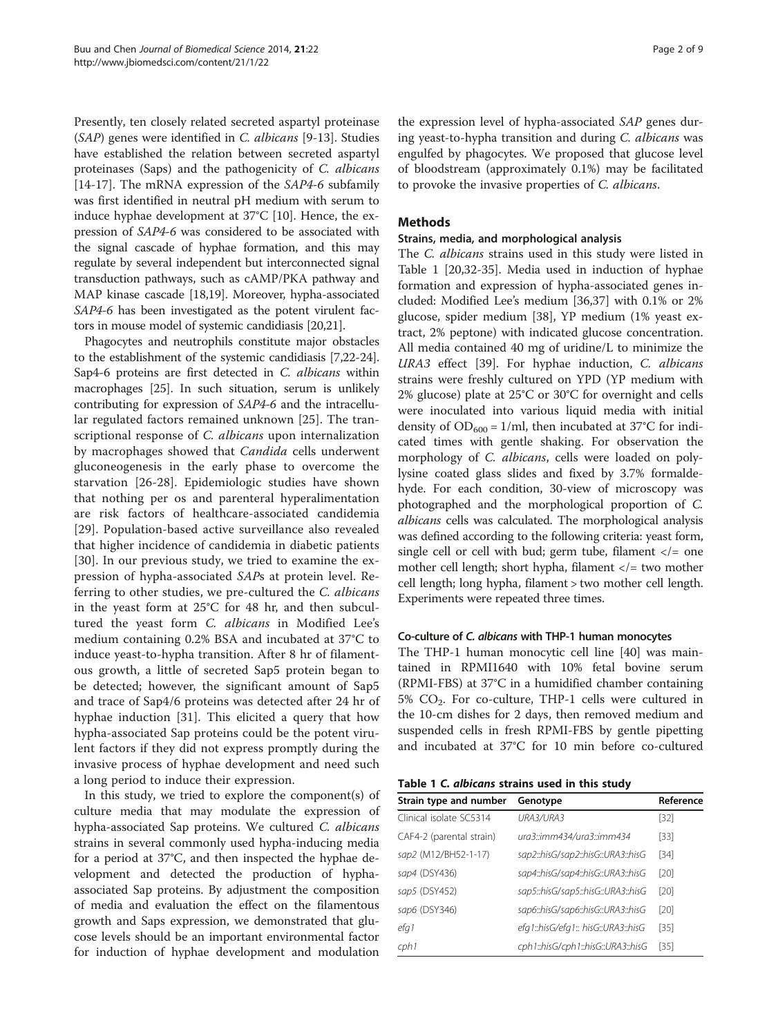Presently, ten closely related secreted aspartyl proteinase (*SAP*) genes were identified in *C. albicans* [9-13]. Studies have established the relation between secreted aspartyl proteinases (Saps) and the pathogenicity of *C. albicans* [14-17]. The mRNA expression of the *SAP4-6* subfamily was first identified in neutral pH medium with serum to induce hyphae development at 37°C [10]. Hence, the expression of *SAP4-6* was considered to be associated with the signal cascade of hyphae formation, and this may regulate by several independent but interconnected signal transduction pathways, such as cAMP/PKA pathway and MAP kinase cascade [18,19]. Moreover, hypha-associated *SAP4-6* has been investigated as the potent virulent factors in mouse model of systemic candidiasis [20,21].

Phagocytes and neutrophils constitute major obstacles to the establishment of the systemic candidiasis [7,22-24]. Sap4-6 proteins are first detected in *C. albicans* within macrophages [25]. In such situation, serum is unlikely contributing for expression of *SAP4-6* and the intracellular regulated factors remained unknown [25]. The transcriptional response of *C. albicans* upon internalization by macrophages showed that *Candida* cells underwent gluconeogenesis in the early phase to overcome the starvation [26-28]. Epidemiologic studies have shown that nothing per os and parenteral hyperalimentation are risk factors of healthcare-associated candidemia [29]. Population-based active surveillance also revealed that higher incidence of candidemia in diabetic patients [30]. In our previous study, we tried to examine the expression of hypha-associated *SAP*s at protein level. Referring to other studies, we pre-cultured the *C. albicans* in the yeast form at 25°C for 48 hr, and then subcultured the yeast form *C. albicans* in Modified Lee's medium containing 0.2% BSA and incubated at 37°C to induce yeast-to-hypha transition. After 8 hr of filamentous growth, a little of secreted Sap5 protein began to be detected; however, the significant amount of Sap5 and trace of Sap4/6 proteins was detected after 24 hr of hyphae induction [31]. This elicited a query that how hypha-associated Sap proteins could be the potent virulent factors if they did not express promptly during the invasive process of hyphae development and need such a long period to induce their expression.

In this study, we tried to explore the component(s) of culture media that may modulate the expression of hypha-associated Sap proteins. We cultured *C. albicans* strains in several commonly used hypha-inducing media for a period at 37°C, and then inspected the hyphae development and detected the production of hypha-associated Sap proteins. By adjustment the composition of media and evaluation the effect on the filamentous growth and Saps expression, we demonstrated that glucose levels should be an important environmental factor for induction of hyphae development and modulation the expression level of hypha-associated *SAP* genes during yeast-to-hypha transition and during *C. albicans* was engulfed by phagocytes. We proposed that glucose level of bloodstream (approximately 0.1%) may be facilitated to provoke the invasive properties of *C. albicans*.

## Methods

### Strains, media, and morphological analysis

The *C. albicans* strains used in this study were listed in Table 1 [20,32-35]. Media used in induction of hyphae formation and expression of hypha-associated genes included: Modified Lee's medium [36,37] with 0.1% or 2% glucose, spider medium [38], YP medium (1% yeast extract, 2% peptone) with indicated glucose concentration. All media contained 40 mg of uridine/L to minimize the *URA3* effect [39]. For hyphae induction, *C. albicans* strains were freshly cultured on YPD (YP medium with 2% glucose) plate at 25°C or 30°C for overnight and cells were inoculated into various liquid media with initial density of $OD_{600} = 1$/ml, then incubated at 37°C for indicated times with gentle shaking. For observation the morphology of *C. albicans*, cells were loaded on polylysine coated glass slides and fixed by 3.7% formaldehyde. For each condition, 30-view of microscopy was photographed and the morphological proportion of *C. albicans* cells was calculated. The morphological analysis was defined according to the following criteria: yeast form, single cell or cell with bud; germ tube, filament </= one mother cell length; short hypha, filament </= two mother cell length; long hypha, filament > two mother cell length. Experiments were repeated three times.

### Co-culture of *C. albicans* with THP-1 human monocytes

The THP-1 human monocytic cell line [40] was maintained in RPMI1640 with 10% fetal bovine serum (RPMI-FBS) at 37°C in a humidified chamber containing 5% $CO_2$. For co-culture, THP-1 cells were cultured in the 10-cm dishes for 2 days, then removed medium and suspended cells in fresh RPMI-FBS by gentle pipetting and incubated at 37°C for 10 min before co-cultured

**Table 1 *C. albicans* strains used in this study**

| Strain type and number | Genotype | Reference |
|---|---|---|
| Clinical isolate SC5314 | *URA3/URA3* | [32] |
| CAF4-2 (parental strain) | *ura3::imm434/ura3::imm434* | [33] |
| *sap2* (M12/BH52-1-17) | *sap2::hisG/sap2::hisG::URA3::hisG* | [34] |
| *sap4* (DSY436) | *sap4::hisG/sap4::hisG::URA3::hisG* | [20] |
| *sap5* (DSY452) | *sap5::hisG/sap5::hisG::URA3::hisG* | [20] |
| *sap6* (DSY346) | *sap6::hisG/sap6::hisG::URA3::hisG* | [20] |
| *efg1* | *efg1::hisG/efg1:: hisG::URA3::hisG* | [35] |
| *cph1* | *cph1::hisG/cph1::hisG::URA3::hisG* | [35] |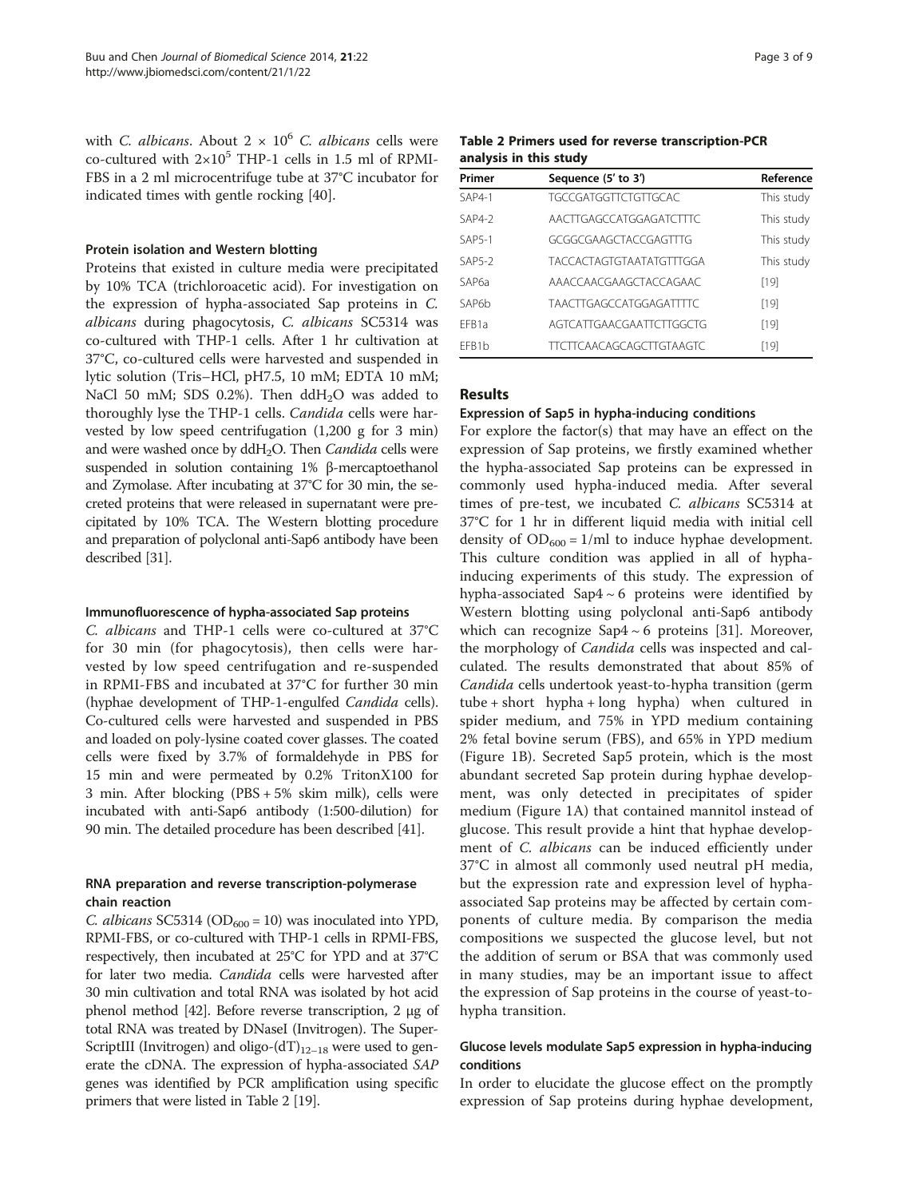with *C. albicans*. About $2 \times 10^6$ *C. albicans* cells were co-cultured with $2 \times 10^5$ THP-1 cells in 1.5 ml of RPMI-FBS in a 2 ml microcentrifuge tube at 37°C incubator for indicated times with gentle rocking [40].

#### Protein isolation and Western blotting

Proteins that existed in culture media were precipitated by 10% TCA (trichloroacetic acid). For investigation on the expression of hypha-associated Sap proteins in *C. albicans* during phagocytosis, *C. albicans* SC5314 was co-cultured with THP-1 cells. After 1 hr cultivation at 37°C, co-cultured cells were harvested and suspended in lytic solution (Tris–HCl, pH7.5, 10 mM; EDTA 10 mM; NaCl 50 mM; SDS 0.2%). Then $ddH_2O$ was added to thoroughly lyse the THP-1 cells. *Candida* cells were harvested by low speed centrifugation (1,200 g for 3 min) and were washed once by $ddH_2O$. Then *Candida* cells were suspended in solution containing 1% β-mercaptoethanol and Zymolase. After incubating at 37°C for 30 min, the secreted proteins that were released in supernatant were precipitated by 10% TCA. The Western blotting procedure and preparation of polyclonal anti-Sap6 antibody have been described [31].

#### Immunofluorescence of hypha-associated Sap proteins

*C. albicans* and THP-1 cells were co-cultured at 37°C for 30 min (for phagocytosis), then cells were harvested by low speed centrifugation and re-suspended in RPMI-FBS and incubated at 37°C for further 30 min (hyphae development of THP-1-engulfed *Candida* cells). Co-cultured cells were harvested and suspended in PBS and loaded on poly-lysine coated cover glasses. The coated cells were fixed by 3.7% of formaldehyde in PBS for 15 min and were permeated by 0.2% TritonX100 for 3 min. After blocking (PBS + 5% skim milk), cells were incubated with anti-Sap6 antibody (1:500-dilution) for 90 min. The detailed procedure has been described [41].

#### RNA preparation and reverse transcription-polymerase chain reaction

*C. albicans* SC5314 ($OD_{600} = 10$) was inoculated into YPD, RPMI-FBS, or co-cultured with THP-1 cells in RPMI-FBS, respectively, then incubated at 25°C for YPD and at 37°C for later two media. *Candida* cells were harvested after 30 min cultivation and total RNA was isolated by hot acid phenol method [42]. Before reverse transcription, 2 μg of total RNA was treated by DNaseI (Invitrogen). The SuperScriptIII (Invitrogen) and oligo-$(dT)_{12-18}$ were used to generate the cDNA. The expression of hypha-associated *SAP* genes was identified by PCR amplification using specific primers that were listed in Table 2 [19].

**Table 2 Primers used for reverse transcription-PCR analysis in this study**

| Primer | Sequence (5' to 3') | Reference |
|---|---|---|
| SAP4-1 | TGCCGATGGTTCTGTTGCAC | This study |
| SAP4-2 | AACTTGAGCCATGGAGATCTTTC | This study |
| SAP5-1 | GCGGCGAAGCTACCGAGTTTG | This study |
| SAP5-2 | TACCACTAGTGTAATATGTTTGGA | This study |
| SAP6a | AAACCAACGAAGCTACCAGAAC | [19] |
| SAP6b | TAACTTGAGCCATGGAGATTTTC | [19] |
| EFB1a | AGTCATTGAACGAATTCTTGGCTG | [19] |
| EFB1b | TTCTTCAACAGCAGCTTGTAAGTC | [19] |

## Results

#### Expression of Sap5 in hypha-inducing conditions

For explore the factor(s) that may have an effect on the expression of Sap proteins, we firstly examined whether the hypha-associated Sap proteins can be expressed in commonly used hypha-induced media. After several times of pre-test, we incubated *C. albicans* SC5314 at 37°C for 1 hr in different liquid media with initial cell density of $OD_{600} = 1$/ml to induce hyphae development. This culture condition was applied in all of hypha-inducing experiments of this study. The expression of hypha-associated Sap4 ~ 6 proteins were identified by Western blotting using polyclonal anti-Sap6 antibody which can recognize Sap4 ~ 6 proteins [31]. Moreover, the morphology of *Candida* cells was inspected and calculated. The results demonstrated that about 85% of *Candida* cells undertook yeast-to-hypha transition (germ tube + short hypha + long hypha) when cultured in spider medium, and 75% in YPD medium containing 2% fetal bovine serum (FBS), and 65% in YPD medium (Figure 1B). Secreted Sap5 protein, which is the most abundant secreted Sap protein during hyphae development, was only detected in precipitates of spider medium (Figure 1A) that contained mannitol instead of glucose. This result provide a hint that hyphae development of *C. albicans* can be induced efficiently under 37°C in almost all commonly used neutral pH media, but the expression rate and expression level of hypha-associated Sap proteins may be affected by certain components of culture media. By comparison the media compositions we suspected the glucose level, but not the addition of serum or BSA that was commonly used in many studies, may be an important issue to affect the expression of Sap proteins in the course of yeast-to-hypha transition.

#### Glucose levels modulate Sap5 expression in hypha-inducing conditions

In order to elucidate the glucose effect on the promptly expression of Sap proteins during hyphae development,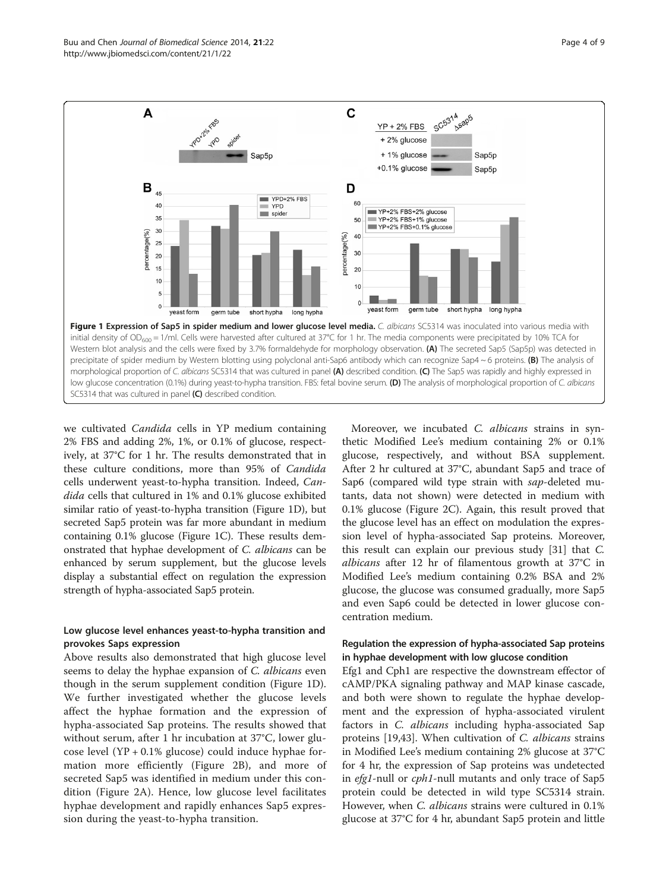**Figure 1 Expression of Sap5 in spider medium and lower glucose level media.** *C. albicans* SC5314 was inoculated into various media with initial density of $OD_{600} = 1$/ml. Cells were harvested after cultured at 37°C for 1 hr. The media components were precipitated by 10% TCA for Western blot analysis and the cells were fixed by 3.7% formaldehyde for morphology observation. **(A)** The secreted Sap5 (Sap5p) was detected in precipitate of spider medium by Western blotting using polyclonal anti-Sap6 antibody which can recognize Sap4 ~ 6 proteins. **(B)** The analysis of morphological proportion of *C. albicans* SC5314 that was cultured in panel **(A)** described condition. **(C)** The Sap5 was rapidly and highly expressed in low glucose concentration (0.1%) during yeast-to-hypha transition. FBS: fetal bovine serum. **(D)** The analysis of morphological proportion of *C. albicans* SC5314 that was cultured in panel **(C)** described condition.

we cultivated *Candida* cells in YP medium containing 2% FBS and adding 2%, 1%, or 0.1% of glucose, respectively, at 37°C for 1 hr. The results demonstrated that in these culture conditions, more than 95% of *Candida* cells underwent yeast-to-hypha transition. Indeed, *Candida* cells that cultured in 1% and 0.1% glucose exhibited similar ratio of yeast-to-hypha transition (Figure 1D), but secreted Sap5 protein was far more abundant in medium containing 0.1% glucose (Figure 1C). These results demonstrated that hyphae development of *C. albicans* can be enhanced by serum supplement, but the glucose levels display a substantial effect on regulation the expression strength of hypha-associated Sap5 protein.

### Low glucose level enhances yeast-to-hypha transition and provokes Saps expression

Above results also demonstrated that high glucose level seems to delay the hyphae expansion of *C. albicans* even though in the serum supplement condition (Figure 1D). We further investigated whether the glucose levels affect the hyphae formation and the expression of hypha-associated Sap proteins. The results showed that without serum, after 1 hr incubation at 37°C, lower glucose level (YP + 0.1% glucose) could induce hyphae formation more efficiently (Figure 2B), and more of secreted Sap5 was identified in medium under this condition (Figure 2A). Hence, low glucose level facilitates hyphae development and rapidly enhances Sap5 expression during the yeast-to-hypha transition.

Moreover, we incubated *C. albicans* strains in synthetic Modified Lee's medium containing 2% or 0.1% glucose, respectively, and without BSA supplement. After 2 hr cultured at 37°C, abundant Sap5 and trace of Sap6 (compared wild type strain with *sap*-deleted mutants, data not shown) were detected in medium with 0.1% glucose (Figure 2C). Again, this result proved that the glucose level has an effect on modulation the expression level of hypha-associated Sap proteins. Moreover, this result can explain our previous study [31] that *C. albicans* after 12 hr of filamentous growth at 37°C in Modified Lee's medium containing 0.2% BSA and 2% glucose, the glucose was consumed gradually, more Sap5 and even Sap6 could be detected in lower glucose concentration medium.

### Regulation the expression of hypha-associated Sap proteins in hyphae development with low glucose condition

Efg1 and Cph1 are respective the downstream effector of cAMP/PKA signaling pathway and MAP kinase cascade, and both were shown to regulate the hyphae development and the expression of hypha-associated virulent factors in *C. albicans* including hypha-associated Sap proteins [19,43]. When cultivation of *C. albicans* strains in Modified Lee's medium containing 2% glucose at 37°C for 4 hr, the expression of Sap proteins was undetected in *efg1*-null or *cph1*-null mutants and only trace of Sap5 protein could be detected in wild type SC5314 strain. However, when *C. albicans* strains were cultured in 0.1% glucose at 37°C for 4 hr, abundant Sap5 protein and little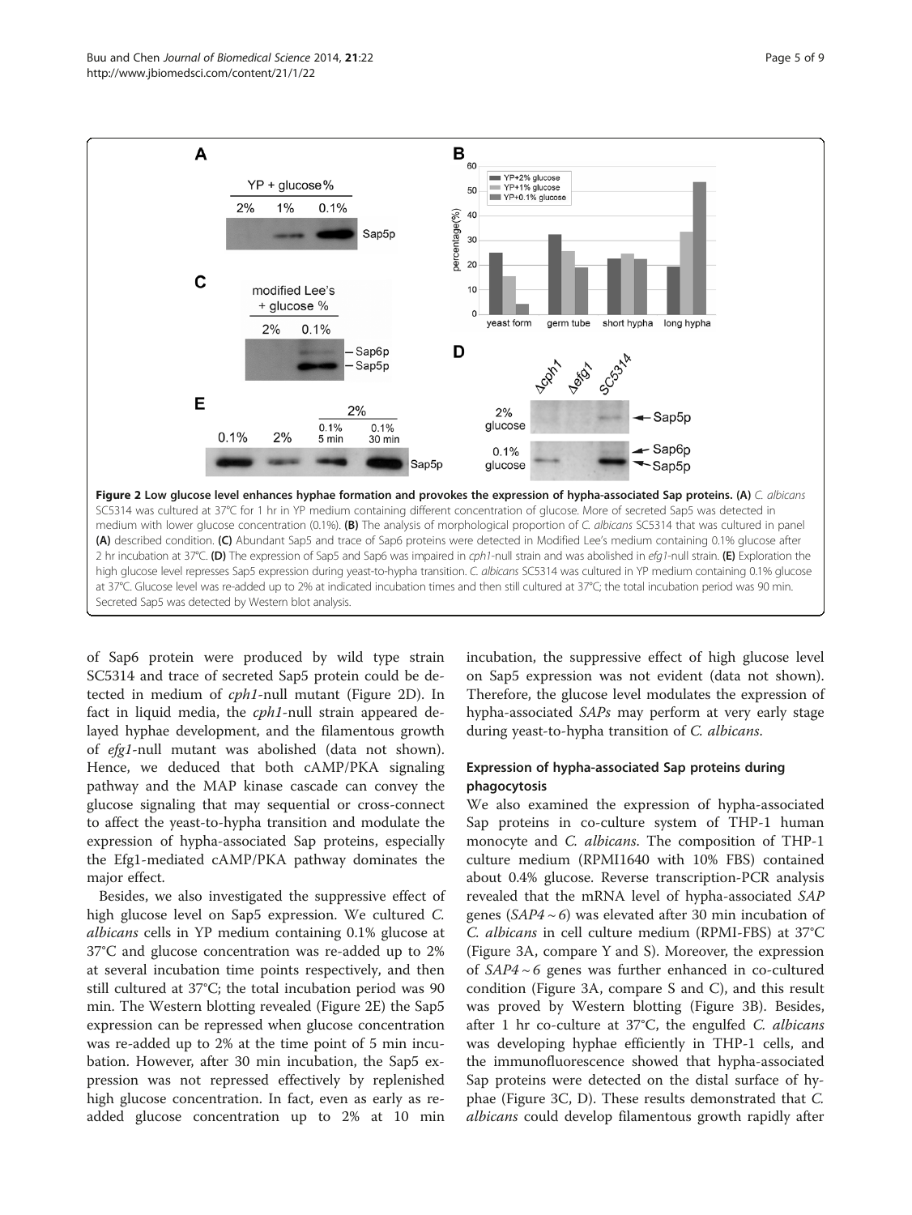**Figure 2 Low glucose level enhances hyphae formation and provokes the expression of hypha-associated Sap proteins. (A)** *C. albicans* SC5314 was cultured at 37°C for 1 hr in YP medium containing different concentration of glucose. More of secreted Sap5 was detected in medium with lower glucose concentration (0.1%). **(B)** The analysis of morphological proportion of *C. albicans* SC5314 that was cultured in panel **(A)** described condition. **(C)** Abundant Sap5 and trace of Sap6 proteins were detected in Modified Lee's medium containing 0.1% glucose after 2 hr incubation at 37°C. **(D)** The expression of Sap5 and Sap6 was impaired in *cph1*-null strain and was abolished in *efg1*-null strain. **(E)** Exploration the high glucose level represses Sap5 expression during yeast-to-hypha transition. *C. albicans* SC5314 was cultured in YP medium containing 0.1% glucose at 37°C. Glucose level was re-added up to 2% at indicated incubation times and then still cultured at 37°C; the total incubation period was 90 min. Secreted Sap5 was detected by Western blot analysis.

of Sap6 protein were produced by wild type strain SC5314 and trace of secreted Sap5 protein could be detected in medium of *cph1*-null mutant (Figure 2D). In fact in liquid media, the *cph1*-null strain appeared delayed hyphae development, and the filamentous growth of *efg1*-null mutant was abolished (data not shown). Hence, we deduced that both cAMP/PKA signaling pathway and the MAP kinase cascade can convey the glucose signaling that may sequential or cross-connect to affect the yeast-to-hypha transition and modulate the expression of hypha-associated Sap proteins, especially the Efg1-mediated cAMP/PKA pathway dominates the major effect.

Besides, we also investigated the suppressive effect of high glucose level on Sap5 expression. We cultured *C. albicans* cells in YP medium containing 0.1% glucose at 37°C and glucose concentration was re-added up to 2% at several incubation time points respectively, and then still cultured at 37°C; the total incubation period was 90 min. The Western blotting revealed (Figure 2E) the Sap5 expression can be repressed when glucose concentration was re-added up to 2% at the time point of 5 min incubation. However, after 30 min incubation, the Sap5 expression was not repressed effectively by replenished high glucose concentration. In fact, even as early as re-added glucose concentration up to 2% at 10 min incubation, the suppressive effect of high glucose level on Sap5 expression was not evident (data not shown). Therefore, the glucose level modulates the expression of hypha-associated *SAPs* may perform at very early stage during yeast-to-hypha transition of *C. albicans*.

### Expression of hypha-associated Sap proteins during phagocytosis

We also examined the expression of hypha-associated Sap proteins in co-culture system of THP-1 human monocyte and *C. albicans*. The composition of THP-1 culture medium (RPMI1640 with 10% FBS) contained about 0.4% glucose. Reverse transcription-PCR analysis revealed that the mRNA level of hypha-associated *SAP* genes (*SAP4* ~ *6*) was elevated after 30 min incubation of *C. albicans* in cell culture medium (RPMI-FBS) at 37°C (Figure 3A, compare Y and S). Moreover, the expression of *SAP4* ~ *6* genes was further enhanced in co-cultured condition (Figure 3A, compare S and C), and this result was proved by Western blotting (Figure 3B). Besides, after 1 hr co-culture at 37°C, the engulfed *C. albicans* was developing hyphae efficiently in THP-1 cells, and the immunofluorescence showed that hypha-associated Sap proteins were detected on the distal surface of hyphae (Figure 3C, D). These results demonstrated that *C. albicans* could develop filamentous growth rapidly after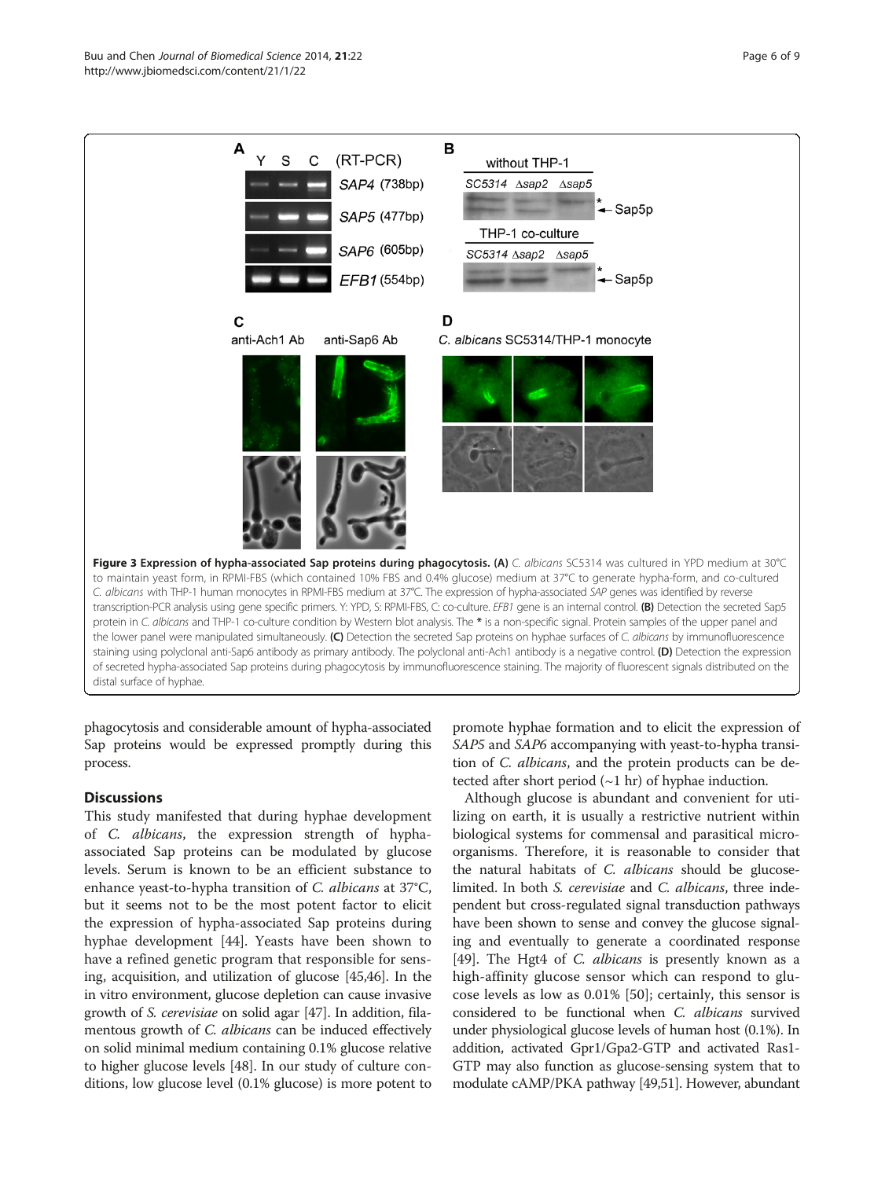**Figure 3 Expression of hypha-associated Sap proteins during phagocytosis. (A)** *C. albicans* SC5314 was cultured in YPD medium at 30°C to maintain yeast form, in RPMI-FBS (which contained 10% FBS and 0.4% glucose) medium at 37°C to generate hypha-form, and co-cultured *C. albicans* with THP-1 human monocytes in RPMI-FBS medium at 37°C. The expression of hypha-associated *SAP* genes was identified by reverse transcription-PCR analysis using gene specific primers. Y: YPD, S: RPMI-FBS, C: co-culture. *EFB1* gene is an internal control. **(B)** Detection the secreted Sap5 protein in *C. albicans* and THP-1 co-culture condition by Western blot analysis. The * is a non-specific signal. Protein samples of the upper panel and the lower panel were manipulated simultaneously. **(C)** Detection the secreted Sap proteins on hyphae surfaces of *C. albicans* by immunofluorescence staining using polyclonal anti-Sap6 antibody as primary antibody. The polyclonal anti-Ach1 antibody is a negative control. **(D)** Detection the expression of secreted hypha-associated Sap proteins during phagocytosis by immunofluorescence staining. The majority of fluorescent signals distributed on the distal surface of hyphae.

phagocytosis and considerable amount of hypha-associated Sap proteins would be expressed promptly during this process.

## Discussions

This study manifested that during hyphae development of *C. albicans*, the expression strength of hypha-associated Sap proteins can be modulated by glucose levels. Serum is known to be an efficient substance to enhance yeast-to-hypha transition of *C. albicans* at 37°C, but it seems not to be the most potent factor to elicit the expression of hypha-associated Sap proteins during hyphae development [44]. Yeasts have been shown to have a refined genetic program that responsible for sensing, acquisition, and utilization of glucose [45,46]. In the in vitro environment, glucose depletion can cause invasive growth of *S. cerevisiae* on solid agar [47]. In addition, filamentous growth of *C. albicans* can be induced effectively on solid minimal medium containing 0.1% glucose relative to higher glucose levels [48]. In our study of culture conditions, low glucose level (0.1% glucose) is more potent to promote hyphae formation and to elicit the expression of *SAP5* and *SAP6* accompanying with yeast-to-hypha transition of *C. albicans*, and the protein products can be detected after short period (~1 hr) of hyphae induction.

Although glucose is abundant and convenient for utilizing on earth, it is usually a restrictive nutrient within biological systems for commensal and parasitical microorganisms. Therefore, it is reasonable to consider that the natural habitats of *C. albicans* should be glucose-limited. In both *S. cerevisiae* and *C. albicans*, three independent but cross-regulated signal transduction pathways have been shown to sense and convey the glucose signaling and eventually to generate a coordinated response [49]. The Hgt4 of *C. albicans* is presently known as a high-affinity glucose sensor which can respond to glucose levels as low as 0.01% [50]; certainly, this sensor is considered to be functional when *C. albicans* survived under physiological glucose levels of human host (0.1%). In addition, activated Gpr1/Gpa2-GTP and activated Ras1-GTP may also function as glucose-sensing system that to modulate cAMP/PKA pathway [49,51]. However, abundant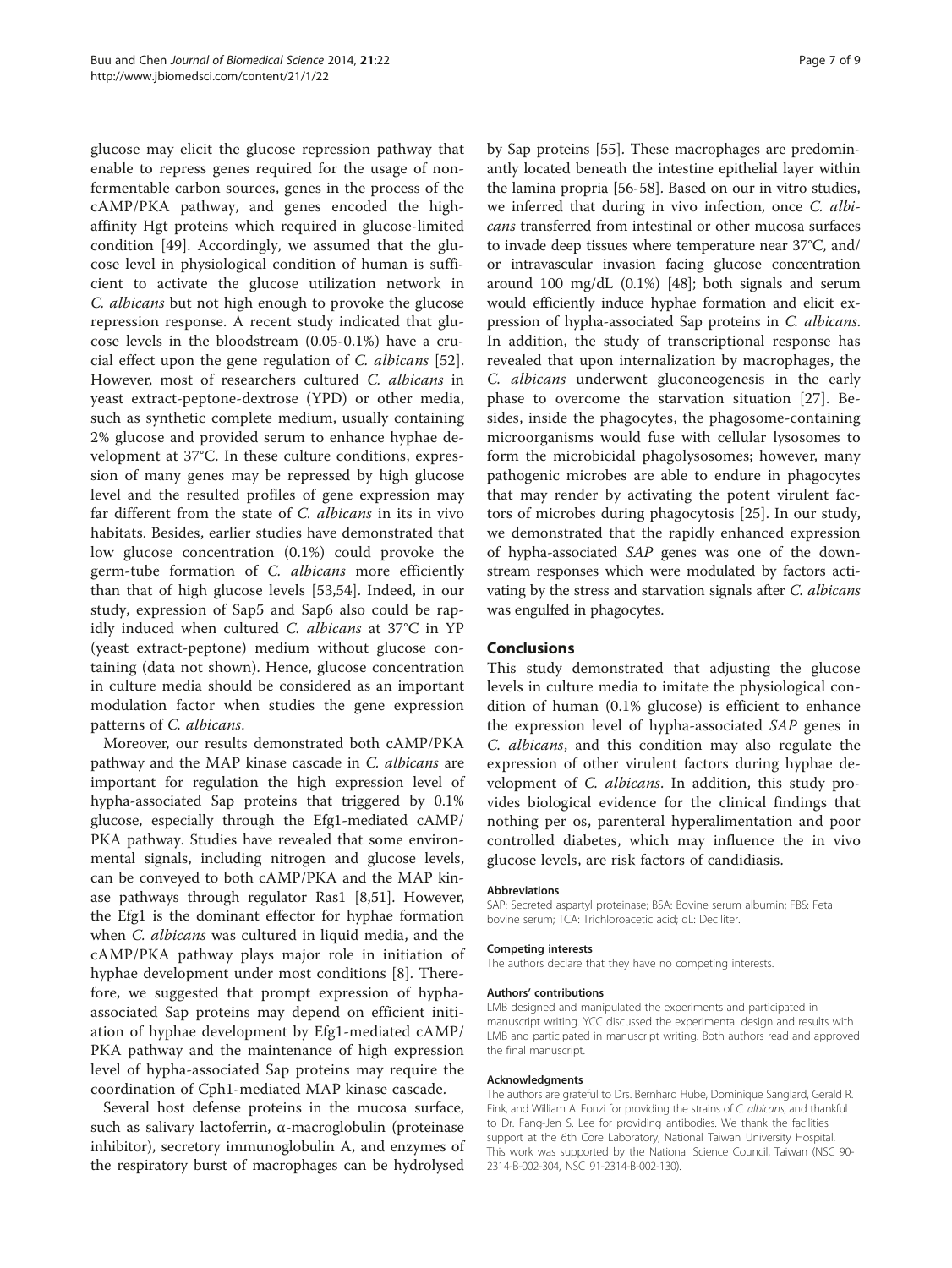glucose may elicit the glucose repression pathway that enable to repress genes required for the usage of non-fermentable carbon sources, genes in the process of the cAMP/PKA pathway, and genes encoded the high-affinity Hgt proteins which required in glucose-limited condition [49]. Accordingly, we assumed that the glucose level in physiological condition of human is sufficient to activate the glucose utilization network in *C. albicans* but not high enough to provoke the glucose repression response. A recent study indicated that glucose levels in the bloodstream (0.05-0.1%) have a crucial effect upon the gene regulation of *C. albicans* [52]. However, most of researchers cultured *C. albicans* in yeast extract-peptone-dextrose (YPD) or other media, such as synthetic complete medium, usually containing 2% glucose and provided serum to enhance hyphae development at 37°C. In these culture conditions, expression of many genes may be repressed by high glucose level and the resulted profiles of gene expression may far different from the state of *C. albicans* in its in vivo habitats. Besides, earlier studies have demonstrated that low glucose concentration (0.1%) could provoke the germ-tube formation of *C. albicans* more efficiently than that of high glucose levels [53,54]. Indeed, in our study, expression of Sap5 and Sap6 also could be rapidly induced when cultured *C. albicans* at 37°C in YP (yeast extract-peptone) medium without glucose containing (data not shown). Hence, glucose concentration in culture media should be considered as an important modulation factor when studies the gene expression patterns of *C. albicans*.

Moreover, our results demonstrated both cAMP/PKA pathway and the MAP kinase cascade in *C. albicans* are important for regulation the high expression level of hypha-associated Sap proteins that triggered by 0.1% glucose, especially through the Efg1-mediated cAMP/PKA pathway. Studies have revealed that some environmental signals, including nitrogen and glucose levels, can be conveyed to both cAMP/PKA and the MAP kinase pathways through regulator Ras1 [8,51]. However, the Efg1 is the dominant effector for hyphae formation when *C. albicans* was cultured in liquid media, and the cAMP/PKA pathway plays major role in initiation of hyphae development under most conditions [8]. Therefore, we suggested that prompt expression of hypha-associated Sap proteins may depend on efficient initiation of hyphae development by Efg1-mediated cAMP/PKA pathway and the maintenance of high expression level of hypha-associated Sap proteins may require the coordination of Cph1-mediated MAP kinase cascade.

Several host defense proteins in the mucosa surface, such as salivary lactoferrin, α-macroglobulin (proteinase inhibitor), secretory immunoglobulin A, and enzymes of the respiratory burst of macrophages can be hydrolysed by Sap proteins [55]. These macrophages are predominantly located beneath the intestine epithelial layer within the lamina propria [56-58]. Based on our in vitro studies, we inferred that during in vivo infection, once *C. albicans* transferred from intestinal or other mucosa surfaces to invade deep tissues where temperature near 37°C, and/or intravascular invasion facing glucose concentration around 100 mg/dL (0.1%) [48]; both signals and serum would efficiently induce hyphae formation and elicit expression of hypha-associated Sap proteins in *C. albicans*. In addition, the study of transcriptional response has revealed that upon internalization by macrophages, the *C. albicans* underwent gluconeogenesis in the early phase to overcome the starvation situation [27]. Besides, inside the phagocytes, the phagosome-containing microorganisms would fuse with cellular lysosomes to form the microbicidal phagolysosomes; however, many pathogenic microbes are able to endure in phagocytes that may render by activating the potent virulent factors of microbes during phagocytosis [25]. In our study, we demonstrated that the rapidly enhanced expression of hypha-associated *SAP* genes was one of the downstream responses which were modulated by factors activating by the stress and starvation signals after *C. albicans* was engulfed in phagocytes.

## Conclusions

This study demonstrated that adjusting the glucose levels in culture media to imitate the physiological condition of human (0.1% glucose) is efficient to enhance the expression level of hypha-associated *SAP* genes in *C. albicans*, and this condition may also regulate the expression of other virulent factors during hyphae development of *C. albicans*. In addition, this study provides biological evidence for the clinical findings that nothing per os, parenteral hyperalimentation and poor controlled diabetes, which may influence the in vivo glucose levels, are risk factors of candidiasis.

#### Abbreviations

SAP: Secreted aspartyl proteinase; BSA: Bovine serum albumin; FBS: Fetal bovine serum; TCA: Trichloroacetic acid; dL: Deciliter.

#### Competing interests

The authors declare that they have no competing interests.

#### Authors' contributions

LMB designed and manipulated the experiments and participated in manuscript writing. YCC discussed the experimental design and results with LMB and participated in manuscript writing. Both authors read and approved the final manuscript.

#### Acknowledgments

The authors are grateful to Drs. Bernhard Hube, Dominique Sanglard, Gerald R. Fink, and William A. Fonzi for providing the strains of *C. albicans*, and thankful to Dr. Fang-Jen S. Lee for providing antibodies. We thank the facilities support at the 6th Core Laboratory, National Taiwan University Hospital. This work was supported by the National Science Council, Taiwan (NSC 90-2314-B-002-304, NSC 91-2314-B-002-130).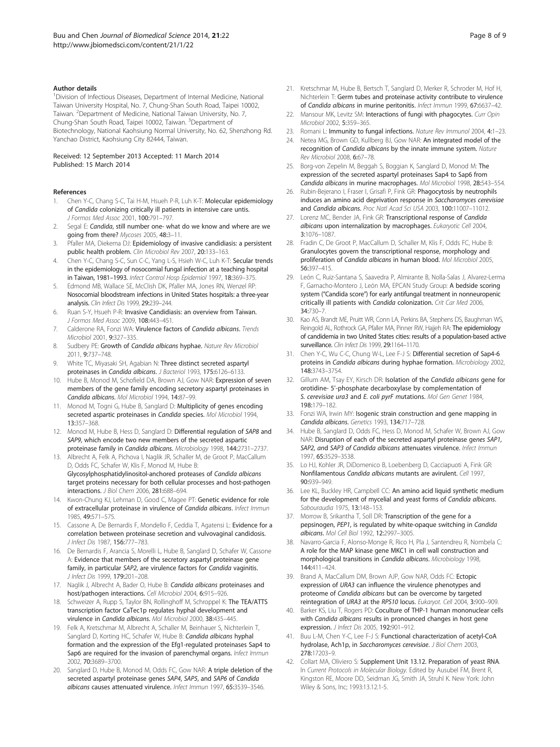#### Author details

[1]Division of Infectious Diseases, Department of Internal Medicine, National Taiwan University Hospital, No. 7, Chung-Shan South Road, Taipei 10002, Taiwan. [2]Department of Medicine, National Taiwan University, No. 7, Chung-Shan South Road, Taipei 10002, Taiwan. [3]Department of Biotechnology, National Kaohsiung Normal University, No. 62, Shenzhong Rd. Yanchao District, Kaohsiung City 82444, Taiwan.

Received: 12 September 2013 Accepted: 11 March 2014
Published: 15 March 2014

#### References

1. Chen Y-C, Chang S-C, Tai H-M, Hsueh P-R, Luh K-T: **Molecular epidemiology of *Candida* colonizing critically ill patients in intensive care untis.** *J Formos Med Assoc* 2001, **100:**791–797.
2. Segal E: ***Candida*, still number one- what do we know and where are we going from there?** *Mycoses* 2005, **48:**3–11.
3. Pfaller MA, Diekema DJ: **Epidemiology of invasive candidiasis: a persistent public health problem.** *Clin Microbiol Rev* 2007, **20:**133–163.
4. Chen Y-C, Chang S-C, Sun C-C, Yang L-S, Hsieh W-C, Luh K-T: **Secular trends in the epidemiology of nosocomial fungal infection at a teaching hospital in Taiwan, 1981–1993.** *Infect Control Hosp Epidemiol* 1997, **18:**369–375.
5. Edmond MB, Wallace SE, McClish DK, Pfaller MA, Jones RN, Wenzel RP: **Nosocomial bloodstream infections in United States hospitals: a three-year analysis.** *Clin Infect Dis* 1999, **29:**239–244.
6. Ruan S-Y, Hsueh P-R: **Invasive Candidiasis: an overview from Taiwan.** *J Formos Med Assoc* 2009, **108:**443–451.
7. Calderone RA, Fonzi WA: **Virulence factors of *Candida albicans*.** *Trends Microbiol* 2001, **9:**327–335.
8. Sudbery PE: **Growth of *Candida albicans* hyphae.** *Nature Rev Microbiol* 2011, **9:**737–748.
9. White TC, Miyasaki SH, Agabian N: **Three distinct secreted aspartyl proteinases in *Candida albicans*.** *J Bacteriol* 1993, **175:**6126–6133.
10. Hube B, Monod M, Schofield DA, Brown AJ, Gow NAR: **Expression of seven members of the gene family encoding secretory aspartyl proteinases in *Candida albicans*.** *Mol Microbiol* 1994, **14:**87–99.
11. Monod M, Togni G, Hube B, Sanglard D: **Multiplicity of genes encoding secreted aspartic proteinases in *Candida* species.** *Mol Microbiol* 1994, **13:**357–368.
12. Monod M, Hube B, Hess D, Sanglard D: **Differential regulation of *SAP8* and *SAP9*, which encode two new members of the secreted aspartic proteinase family in *Candida albicans*.** *Microbiology* 1998, **144:**2731–2737.
13. Albrecht A, Felk A, Pichova I, Naglik JR, Schaller M, de Groot P, MacCallum D, Odds FC, Schafer W, Klis F, Monod M, Hube B: **Glycosylphosphatidylinositol-anchored proteases of *Candida albicans* target proteins necessary for both cellular processes and host-pathogen interactions.** *J Biol Chem* 2006, **281:**688–694.
14. Kwon-Chung KJ, Lehman D, Good C, Magee PT: **Genetic evidence for role of extracellular proteinase in virulence of *Candida albicans*.** *Infect Immun* 1985, **49:**571–575.
15. Cassone A, De Bernardis F, Mondello F, Ceddia T, Agatensi L: **Evidence for a correlation between proteinase secretion and vulvovaginal candidosis.** *J Infect Dis* 1987, **156:**777–783.
16. De Bernardis F, Arancia S, Morelli L, Hube B, Sanglard D, Schafer W, Cassone A: **Evidence that members of the secretory aspartyl proteinase gene family, in particular *SAP2*, are virulence factors for *Candida* vaginitis.** *J Infect Dis* 1999, **179:**201–208.
17. Naglik J, Albrecht A, Bader O, Hube B: ***Candida albicans* proteinases and host/pathogen interactions.** *Cell Microbiol* 2004, **6:**915–926.
18. Schweizer A, Rupp S, Taylor BN, Rollinghoff M, Schroppel K: **The TEA/ATTS transcription factor CaTec1p regulates hyphal development and virulence in *Candida albicans*.** *Mol Microbiol* 2000, **38:**435–445.
19. Felk A, Kretschmar M, Albrecht A, Schaller M, Beinhauer S, Nichterlein T, Sanglard D, Korting HC, Schafer W, Hube B: ***Candida albicans* hyphal formation and the expression of the Efg1-regulated proteinases Sap4 to Sap6 are required for the invasion of parenchymal organs.** *Infect Immun* 2002, **70:**3689–3700.
20. Sanglard D, Hube B, Monod M, Odds FC, Gow NAR: **A triple deletion of the secreted aspartyl proteinase genes *SAP4*, *SAP5*, and *SAP6* of *Candida albicans* causes attenuated virulence.** *Infect Immun* 1997, **65:**3539–3546.
21. Kretschmar M, Hube B, Bertsch T, Sanglard D, Merker R, Schroder M, Hof H, Nichterlein T: **Germ tubes and proteinase activity contribute to virulence of *Candida albicans* in murine peritonitis.** *Infect Immun* 1999, **67:**6637–42.
22. Mansour MK, Levitz SM: **Interactions of fungi with phagocytes.** *Curr Opin Microbiol* 2002, **5:**359–365.
23. Romani L: **Immunity to fungal infections.** *Nature Rev Immunol* 2004, **4:**1–23.
24. Netea MG, Brown GD, Kullberg BJ, Gow NAR: **An integrated model of the recognition of *Candida albicans* by the innate immune system.** *Nature Rev Microbiol* 2008, **6:**67–78.
25. Borg-von Zepelin M, Beggah S, Boggian K, Sanglard D, Monod M: **The expression of the secreted aspartyl proteinases Sap4 to Sap6 from *Candida albicans* in murine macrophages.** *Mol Microbiol* 1998, **28:**543–554.
26. Rubin-Bejerano I, Fraser I, Grisafi P, Fink GR: **Phagocytosis by neutrophils induces an amino acid deprivation response in *Saccharomyces cerevisiae* and *Candida albicans*.** *Proc Natl Acad Sci USA* 2003, **100:**11007–11012.
27. Lorenz MC, Bender JA, Fink GR: **Transcriptional response of *Candida albicans* upon internalization by macrophages.** *Eukaryotic Cell* 2004, **3:**1076–1087.
28. Fradin C, De Groot P, MacCallum D, Schaller M, Klis F, Odds FC, Hube B: **Granulocytes govern the transcriptional response, morphology and proliferation of *Candida albicans* in human blood.** *Mol Microbiol* 2005, **56:**397–415.
29. León C, Ruiz-Santana S, Saavedra P, Almirante B, Nolla-Salas J, Alvarez-Lerma F, Garnacho-Montero J, León MA, EPCAN Study Group: **A bedside scoring system ("Candida score") for early antifungal treatment in nonneutropenic critically ill patients with *Candida* colonization.** *Crit Car Med* 2006, **34:**730–7.
30. Kao AS, Brandt ME, Pruitt WR, Conn LA, Perkins BA, Stephens DS, Baughman WS, Reingold AL, Rothrock GA, Pfaller MA, Pinner RW, Hajjeh RA: **The epidemiology of candidemia in two United States cities: results of a population-based active surveillance.** *Clin Infect Dis* 1999, **29:**1164–1170.
31. Chen Y-C, Wu C-C, Chung W-L, Lee F-J S: **Differential secretion of Sap4-6 proteins in *Candida albicans* during hyphae formation.** *Microbiology* 2002, **148:**3743–3754.
32. Gillum AM, Tsay EY, Kirsch DR: **Isolation of the *Candida albicans* gene for orotidine- 5'-phosphate decarboxylase by complementation of *S. cerevisiae ura3* and *E. coli pyrF* mutations.** *Mol Gen Genet* 1984, **198:**179–182.
33. Fonzi WA, Irwin MY: **Isogenic strain construction and gene mapping in *Candida albicans*.** *Genetics* 1993, **134:**717–728.
34. Hube B, Sanglard D, Odds FC, Hess D, Monod M, Schafer W, Brown AJ, Gow NAR: **Disruption of each of the secreted aspartyl proteinase genes *SAP1*, *SAP2*, and *SAP3* of *Candida albicans* attenuates virulence.** *Infect Immun* 1997, **65:**3529–3538.
35. Lo HJ, Kohler JR, DiDomenico B, Loebenberg D, Cacciapuoti A, Fink GR: **Nonfilamentous *Candida albicans* mutants are avirulent.** *Cell* 1997, **90:**939–949.
36. Lee KL, Buckley HR, Campbell CC: **An amino acid liquid synthetic medium for the development of mycelial and yeast forms of *Candida albicans*.** *Sabouraudia* 1975, **13:**148–153.
37. Morrow B, Srikantha T, Soll DR: **Transcription of the gene for a pepsinogen, *PEP1*, is regulated by white-opaque switching in *Candida albicans*.** *Mol Cell Biol* 1992, **12:**2997–3005.
38. Navarro-Garcia F, Alonso-Monge R, Rico H, Pla J, Santendreu R, Nombela C: **A role for the MAP kinase gene MKC1 in cell wall construction and morphological transitions in *Candida albicans*.** *Microbiology* 1998, **144:**411–424.
39. Brand A, MacCallum DM, Brown AJP, Gow NAR, Odds FC: **Ectopic expression of *URA3* can influence the virulence phenotypes and proteome of *Candida albicans* but can be overcome by targeted reintegration of *URA3* at the *RPS10* locus.** *Eukaryot. Cell* 2004, **3:**900–909.
40. Barker KS, Liu T, Rogers PD: **Coculture of THP-1 human mononuclear cells with *Candida albicans* results in pronounced changes in host gene expression.** *J Infect Dis* 2005, **192:**901–912.
41. Buu L-M, Chen Y-C, Lee F-J S: **Functional characterization of acetyl-CoA hydrolase, Ach1p, in *Saccharomyces cerevisiae*.** *J Biol Chem* 2003, **278:**17203–9.
42. Collart MA, Oliviero S: **Supplement Unit 13.12. Preparation of yeast RNA.** In *Current Protocols in Molecular Biology*. Edited by Ausubel FM, Brent R, Kingston RE, Moore DD, Seidman JG, Smith JA, Struhl K. New York: John Wiley & Sons, Inc; 1993:13.12.1-5.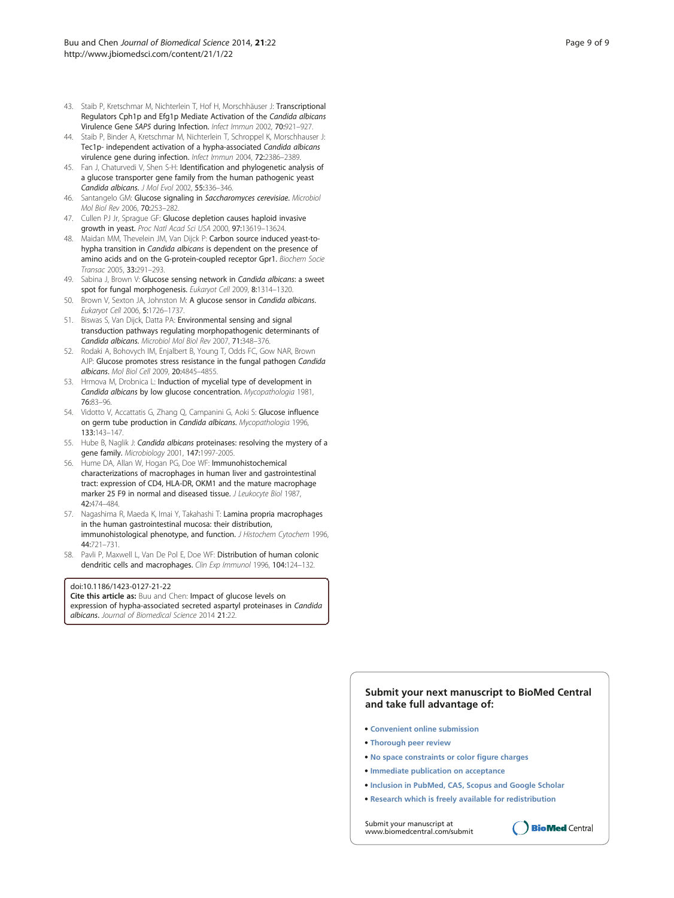43. Staib P, Kretschmar M, Nichterlein T, Hof H, Morschhäuser J: **Transcriptional Regulators Cph1p and Efg1p Mediate Activation of the *Candida albicans* Virulence Gene *SAP5* during Infection.** *Infect Immun* 2002, **70:**921–927.
44. Staib P, Binder A, Kretschmar M, Nichterlein T, Schroppel K, Morschhauser J: **Tec1p- independent activation of a hypha-associated *Candida albicans* virulence gene during infection.** *Infect Immun* 2004, **72:**2386–2389.
45. Fan J, Chaturvedi V, Shen S-H: **Identification and phylogenetic analysis of a glucose transporter gene family from the human pathogenic yeast *Candida albicans*.** *J Mol Evol* 2002, **55:**336–346.
46. Santangelo GM: **Glucose signaling in *Saccharomyces cerevisiae*.** *Microbiol Mol Biol Rev* 2006, **70:**253–282.
47. Cullen PJ Jr, Sprague GF: **Glucose depletion causes haploid invasive growth in yeast.** *Proc Natl Acad Sci USA* 2000, **97:**13619–13624.
48. Maidan MM, Thevelein JM, Van Dijck P: **Carbon source induced yeast-to-hypha transition in *Candida albicans* is dependent on the presence of amino acids and on the G-protein-coupled receptor Gpr1.** *Biochem Socie Transac* 2005, **33:**291–293.
49. Sabina J, Brown V: **Glucose sensing network in *Candida albicans*: a sweet spot for fungal morphogenesis.** *Eukaryot Cell* 2009, **8:**1314–1320.
50. Brown V, Sexton JA, Johnston M: **A glucose sensor in *Candida albicans*.** *Eukaryot Cell* 2006, **5:**1726–1737.
51. Biswas S, Van Dijck, Datta PA: **Environmental sensing and signal transduction pathways regulating morphopathogenic determinants of *Candida albicans*.** *Microbiol Mol Biol Rev* 2007, **71:**348–376.
52. Rodaki A, Bohovych IM, Enjalbert B, Young T, Odds FC, Gow NAR, Brown AJP: **Glucose promotes stress resistance in the fungal pathogen *Candida albicans*.** *Mol Biol Cell* 2009, **20:**4845–4855.
53. Hrmova M, Drobnica L: **Induction of mycelial type of development in *Candida albicans* by low glucose concentration.** *Mycopathologia* 1981, **76:**83–96.
54. Vidotto V, Accattatis G, Zhang Q, Campanini G, Aoki S: **Glucose influence on germ tube production in *Candida albicans*.** *Mycopathologia* 1996, **133:**143–147.
55. Hube B, Naglik J: ***Candida albicans* proteinases: resolving the mystery of a gene family.** *Microbiology* 2001, **147:**1997-2005.
56. Hume DA, Allan W, Hogan PG, Doe WF: **Immunohistochemical characterizations of macrophages in human liver and gastrointestinal tract: expression of CD4, HLA-DR, OKM1 and the mature macrophage marker 25 F9 in normal and diseased tissue.** *J Leukocyte Biol* 1987, **42:**474–484.
57. Nagashima R, Maeda K, Imai Y, Takahashi T: **Lamina propria macrophages in the human gastrointestinal mucosa: their distribution, immunohistological phenotype, and function.** *J Histochem Cytochem* 1996, **44:**721–731.
58. Pavli P, Maxwell L, Van De Pol E, Doe WF: **Distribution of human colonic dendritic cells and macrophages.** *Clin Exp Immunol* 1996, **104:**124–132.

doi:10.1186/1423-0127-21-22
**Cite this article as:** Buu and Chen: Impact of glucose levels on expression of hypha-associated secreted aspartyl proteinases in *Candida albicans*. *Journal of Biomedical Science* 2014 **21**:22.

**Submit your next manuscript to BioMed Central and take full advantage of:**

- **Convenient online submission**
- **Thorough peer review**
- **No space constraints or color figure charges**
- **Immediate publication on acceptance**
- **Inclusion in PubMed, CAS, Scopus and Google Scholar**
- **Research which is freely available for redistribution**

Submit your manuscript at
www.biomedcentral.com/submit

BioMed Central